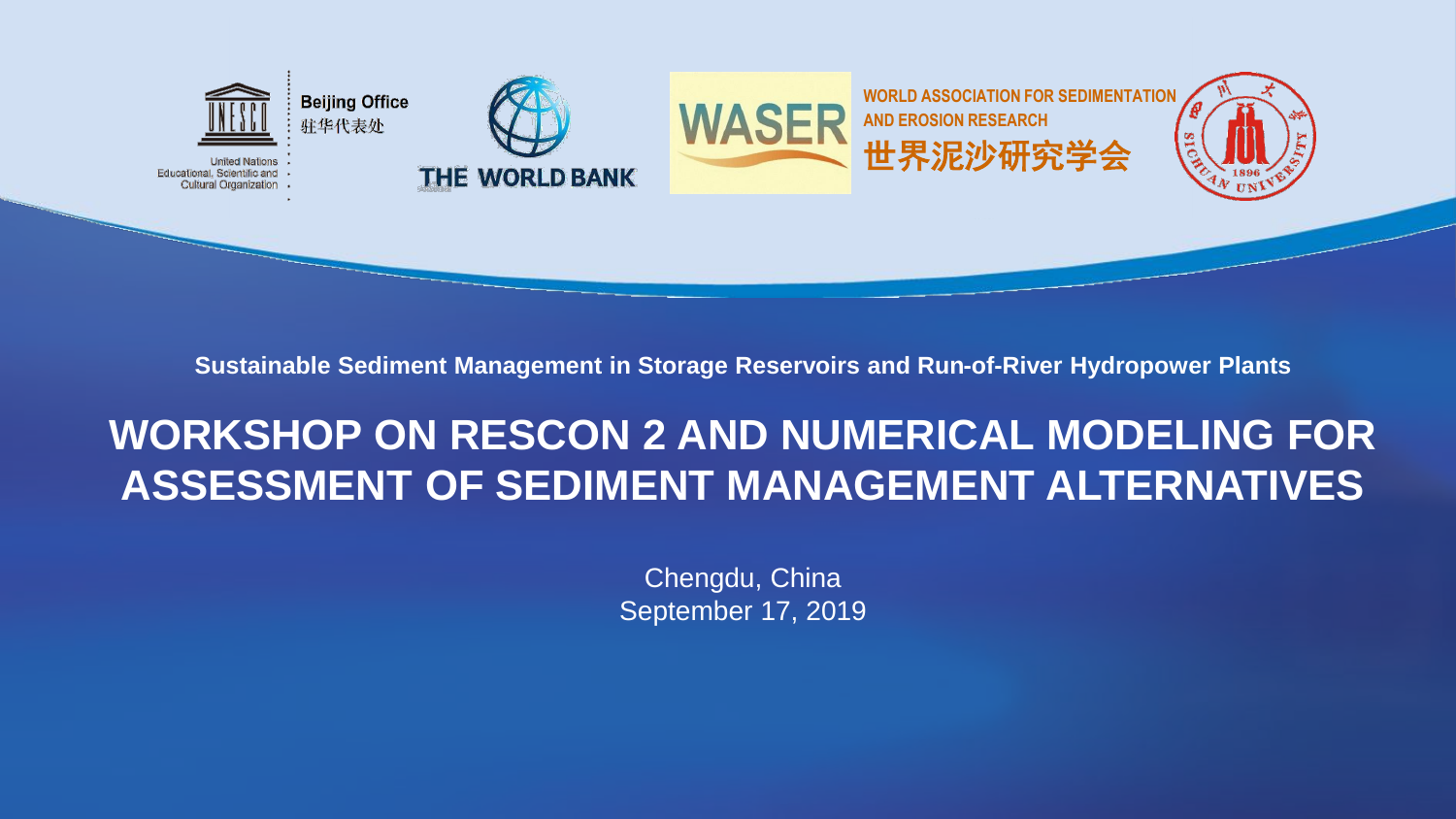Beijing Office
驻华代表处

United Nations
Educational, Scientific and
Cultural Organization

THE WORLD BANK

WASER

WORLD ASSOCIATION FOR SEDIMENTATION AND EROSION RESEARCH
世界泥沙研究学会

**Sustainable Sediment Management in Storage Reservoirs and Run-of-River Hydropower Plants**

# WORKSHOP ON RESCON 2 AND NUMERICAL MODELING FOR ASSESSMENT OF SEDIMENT MANAGEMENT ALTERNATIVES

Chengdu, China
September 17, 2019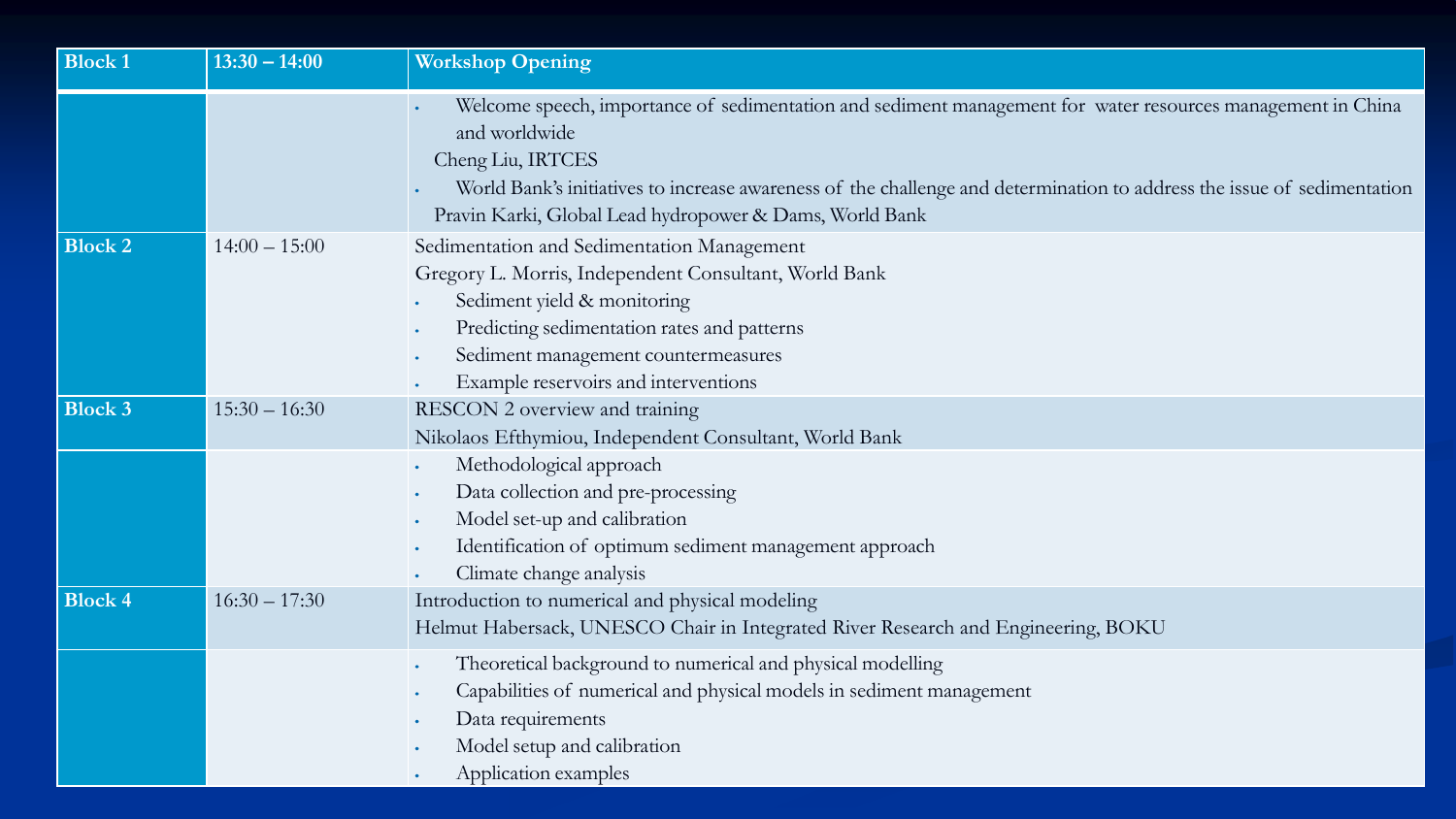| Block 1 | 13:30 – 14:00 | Workshop Opening |
| --- | --- | --- |
| | | • Welcome speech, importance of sedimentation and sediment management for water resources management in China and worldwide<br>Cheng Liu, IRTCES<br>• World Bank's initiatives to increase awareness of the challenge and determination to address the issue of sedimentation<br>Pravin Karki, Global Lead hydropower & Dams, World Bank |
| Block 2 | 14:00 – 15:00 | Sedimentation and Sedimentation Management<br>Gregory L. Morris, Independent Consultant, World Bank<br>• Sediment yield & monitoring<br>• Predicting sedimentation rates and patterns<br>• Sediment management countermeasures<br>• Example reservoirs and interventions |
| Block 3 | 15:30 – 16:30 | RESCON 2 overview and training<br>Nikolaos Efthymiou, Independent Consultant, World Bank |
| | | • Methodological approach<br>• Data collection and pre-processing<br>• Model set-up and calibration<br>• Identification of optimum sediment management approach<br>• Climate change analysis |
| Block 4 | 16:30 – 17:30 | Introduction to numerical and physical modeling<br>Helmut Habersack, UNESCO Chair in Integrated River Research and Engineering, BOKU |
| | | • Theoretical background to numerical and physical modelling<br>• Capabilities of numerical and physical models in sediment management<br>• Data requirements<br>• Model setup and calibration<br>• Application examples |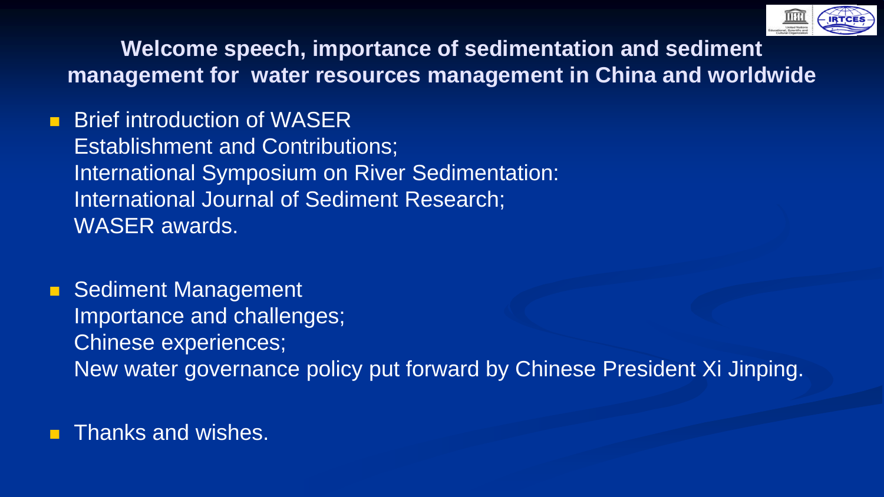# Welcome speech, importance of sedimentation and sediment management for water resources management in China and worldwide

- Brief introduction of WASER
  Establishment and Contributions;
  International Symposium on River Sedimentation:
  International Journal of Sediment Research;
  WASER awards.

- Sediment Management
  Importance and challenges;
  Chinese experiences;
  New water governance policy put forward by Chinese President Xi Jinping.

- Thanks and wishes.